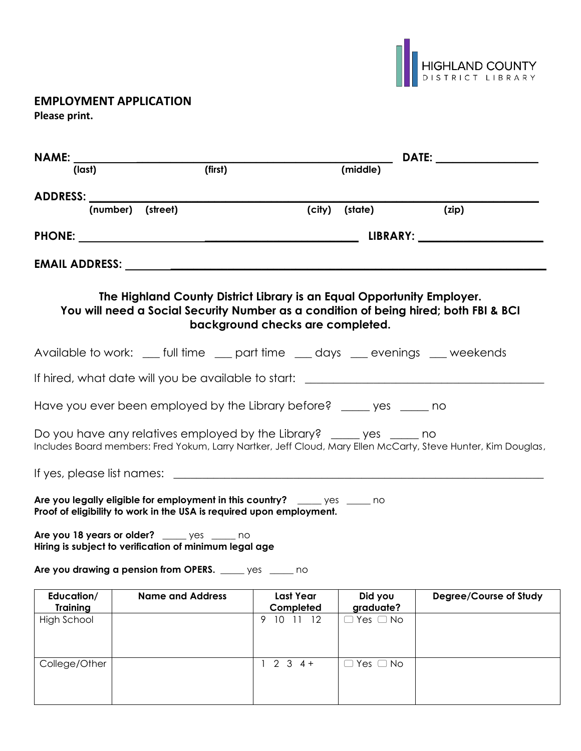HIGHLAND COUNTY DISTRICT LIBRARY

## EMPLOYMENT APPLICATION

**Please print.**

**NAME:** ______________________________________________ **DATE:** ________________
(last) (first) (middle)

**ADDRESS:** ______________________________________________________________
(number) (street) (city) (state) (zip)

**PHONE:** ______________________________ **LIBRARY:** ____________________

**EMAIL ADDRESS:** ______________________________________________________

**The Highland County District Library is an Equal Opportunity Employer.**
**You will need a Social Security Number as a condition of being hired; both FBI & BCI background checks are completed.**

Available to work: ___ full time ___ part time ___ days ___ evenings ___ weekends

If hired, what date will you be available to start: ________________________________

Have you ever been employed by the Library before? _____ yes _____ no

Do you have any relatives employed by the Library? _____ yes _____ no
Includes Board members: Fred Yokum, Larry Nartker, Jeff Cloud, Mary Ellen McCarty, Steve Hunter, Kim Douglas,

If yes, please list names: ______________________________________________________

**Are you legally eligible for employment in this country?** _____ yes _____ no
**Proof of eligibility to work in the USA is required upon employment.**

**Are you 18 years or older?** _____ yes _____ no
**Hiring is subject to verification of minimum legal age**

**Are you drawing a pension from OPERS.** _____ yes _____ no

| Education/ Training | Name and Address | Last Year Completed | Did you graduate? | Degree/Course of Study |
|---|---|---|---|---|
| High School | | 9 10 11 12 | ☐ Yes ☐ No | |
| College/Other | | 1 2 3 4 + | ☐ Yes ☐ No | |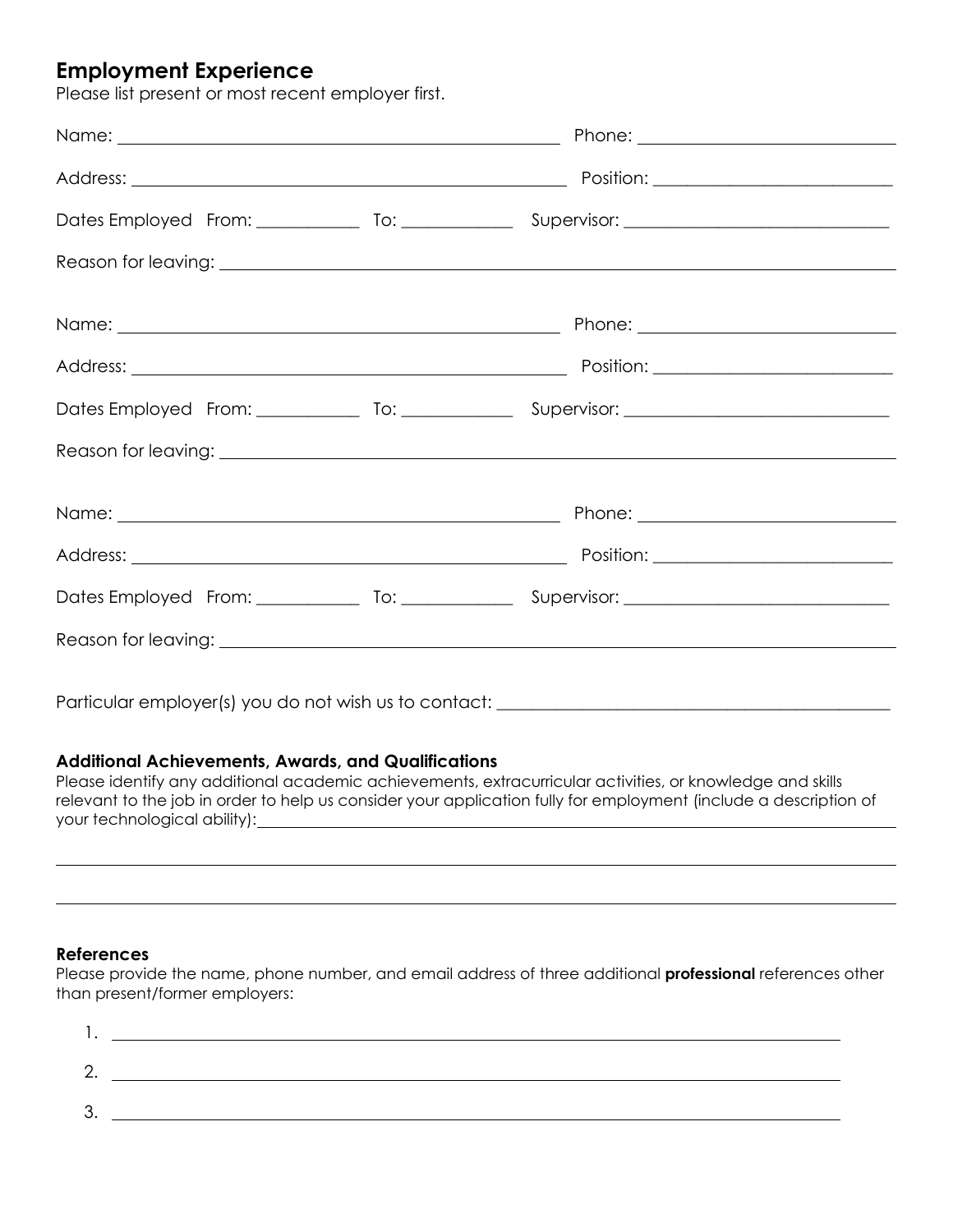## Employment Experience

Please list present or most recent employer first.

Name: ______________________________ Phone: ______________________________

Address: ______________________________ Position: ______________________________

Dates Employed From: ____________ To: ____________ Supervisor: ______________________________

Reason for leaving: ______________________________

Name: ______________________________ Phone: ______________________________

Address: ______________________________ Position: ______________________________

Dates Employed From: ____________ To: ____________ Supervisor: ______________________________

Reason for leaving: ______________________________

Name: ______________________________ Phone: ______________________________

Address: ______________________________ Position: ______________________________

Dates Employed From: ____________ To: ____________ Supervisor: ______________________________

Reason for leaving: ______________________________

Particular employer(s) you do not wish us to contact: ______________________________

### Additional Achievements, Awards, and Qualifications

Please identify any additional academic achievements, extracurricular activities, or knowledge and skills relevant to the job in order to help us consider your application fully for employment (include a description of your technological ability): ______________________________

______________________________

______________________________

### References

Please provide the name, phone number, and email address of three additional **professional** references other than present/former employers:

1. ______________________________
2. ______________________________
3. ______________________________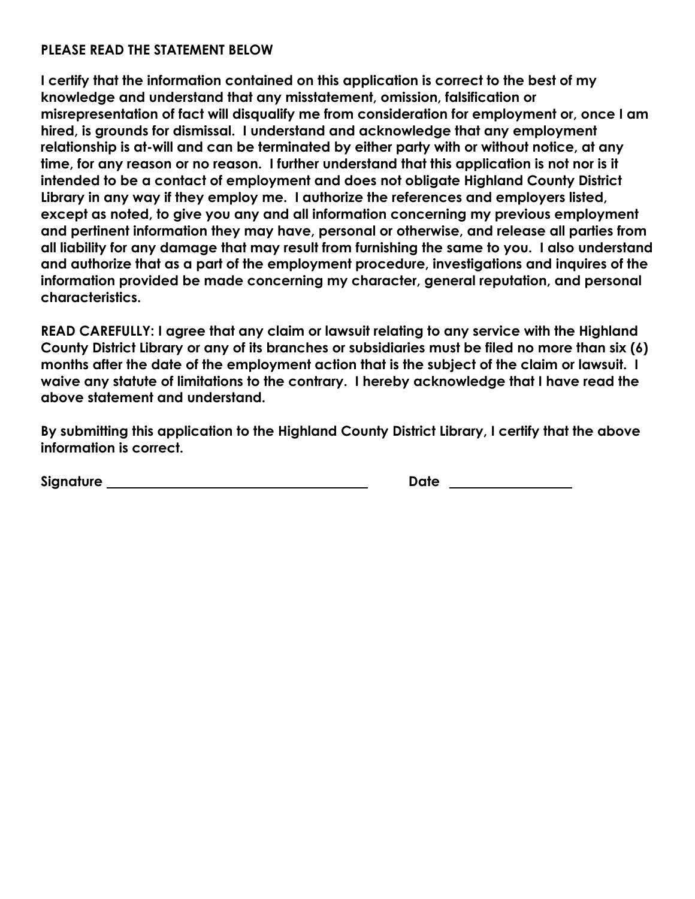**PLEASE READ THE STATEMENT BELOW**

**I certify that the information contained on this application is correct to the best of my knowledge and understand that any misstatement, omission, falsification or misrepresentation of fact will disqualify me from consideration for employment or, once I am hired, is grounds for dismissal. I understand and acknowledge that any employment relationship is at-will and can be terminated by either party with or without notice, at any time, for any reason or no reason. I further understand that this application is not nor is it intended to be a contact of employment and does not obligate Highland County District Library in any way if they employ me. I authorize the references and employers listed, except as noted, to give you any and all information concerning my previous employment and pertinent information they may have, personal or otherwise, and release all parties from all liability for any damage that may result from furnishing the same to you. I also understand and authorize that as a part of the employment procedure, investigations and inquires of the information provided be made concerning my character, general reputation, and personal characteristics.**

**READ CAREFULLY: I agree that any claim or lawsuit relating to any service with the Highland County District Library or any of its branches or subsidiaries must be filed no more than six (6) months after the date of the employment action that is the subject of the claim or lawsuit. I waive any statute of limitations to the contrary. I hereby acknowledge that I have read the above statement and understand.**

**By submitting this application to the Highland County District Library, I certify that the above information is correct.**

**Signature** ______________________________ **Date** ______________